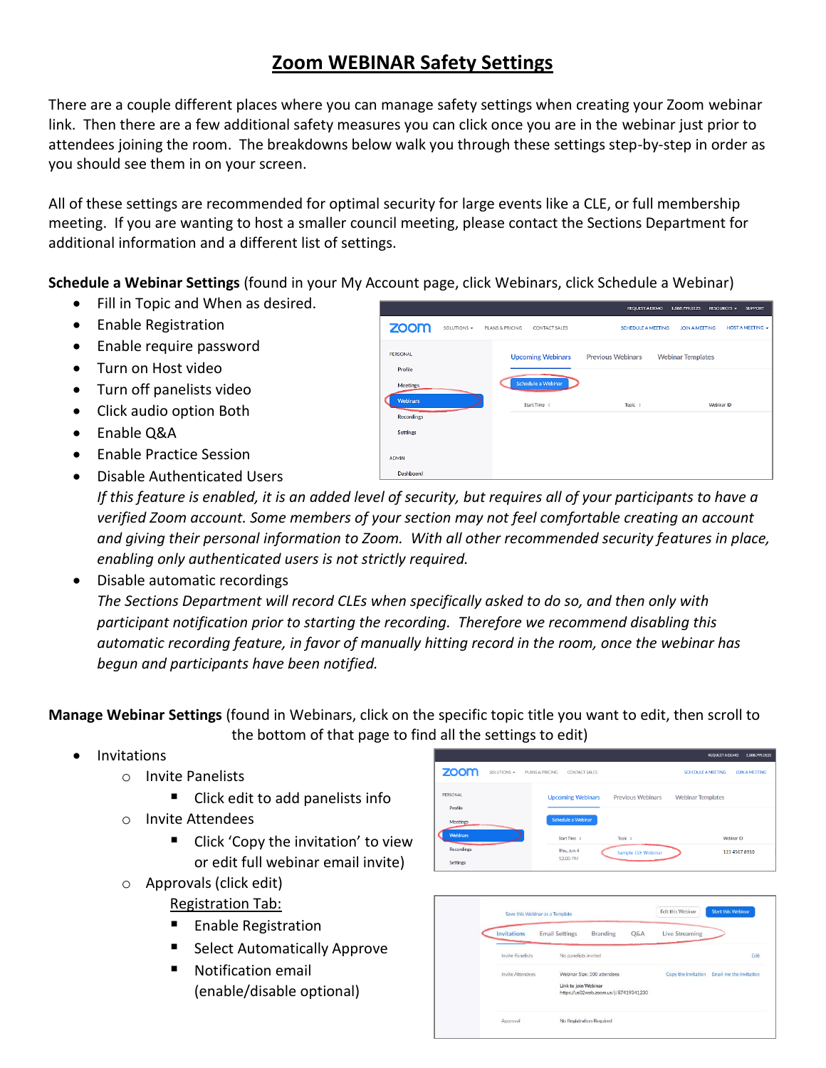# Zoom WEBINAR Safety Settings

There are a couple different places where you can manage safety settings when creating your Zoom webinar link. Then there are a few additional safety measures you can click once you are in the webinar just prior to attendees joining the room. The breakdowns below walk you through these settings step-by-step in order as you should see them in on your screen.

All of these settings are recommended for optimal security for large events like a CLE, or full membership meeting. If you are wanting to host a smaller council meeting, please contact the Sections Department for additional information and a different list of settings.

**Schedule a Webinar Settings** (found in your My Account page, click Webinars, click Schedule a Webinar)

- Fill in Topic and When as desired.
- Enable Registration
- Enable require password
- Turn on Host video
- Turn off panelists video
- Click audio option Both
- Enable Q&A
- Enable Practice Session
- Disable Authenticated Users
  *If this feature is enabled, it is an added level of security, but requires all of your participants to have a verified Zoom account. Some members of your section may not feel comfortable creating an account and giving their personal information to Zoom. With all other recommended security features in place, enabling only authenticated users is not strictly required.*
- Disable automatic recordings
  *The Sections Department will record CLEs when specifically asked to do so, and then only with participant notification prior to starting the recording. Therefore we recommend disabling this automatic recording feature, in favor of manually hitting record in the room, once the webinar has begun and participants have been notified.*

**Manage Webinar Settings** (found in Webinars, click on the specific topic title you want to edit, then scroll to the bottom of that page to find all the settings to edit)

- Invitations
  - Invite Panelists
    - Click edit to add panelists info
  - Invite Attendees
    - Click 'Copy the invitation' to view or edit full webinar email invite)
  - Approvals (click edit)

    Registration Tab:
    - Enable Registration
    - Select Automatically Approve
    - Notification email (enable/disable optional)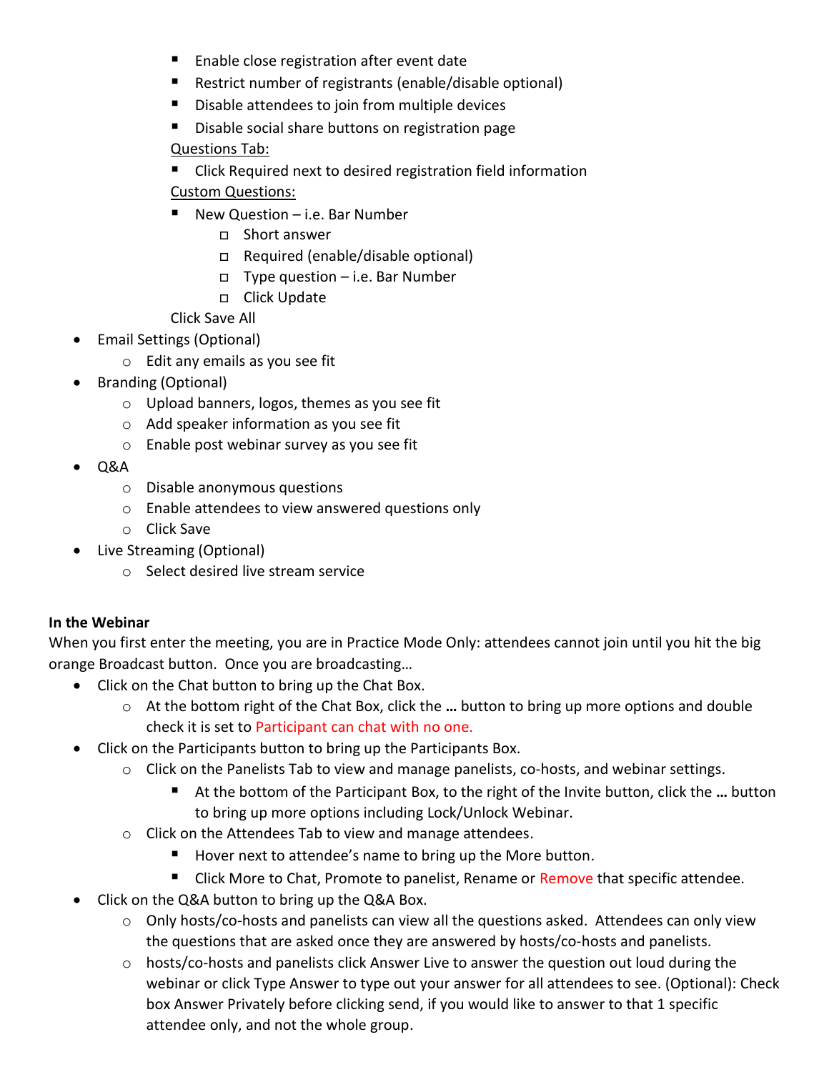- Enable close registration after event date
        - Restrict number of registrants (enable/disable optional)
        - Disable attendees to join from multiple devices
        - Disable social share buttons on registration page

        Questions Tab:

        - Click Required next to desired registration field information

        Custom Questions:

        - New Question – i.e. Bar Number
            - Short answer
            - Required (enable/disable optional)
            - Type question – i.e. Bar Number
            - Click Update

        Click Save All

- Email Settings (Optional)
    - Edit any emails as you see fit
- Branding (Optional)
    - Upload banners, logos, themes as you see fit
    - Add speaker information as you see fit
    - Enable post webinar survey as you see fit
- Q&A
    - Disable anonymous questions
    - Enable attendees to view answered questions only
    - Click Save
- Live Streaming (Optional)
    - Select desired live stream service

**In the Webinar**

When you first enter the meeting, you are in Practice Mode Only: attendees cannot join until you hit the big orange Broadcast button. Once you are broadcasting…

- Click on the Chat button to bring up the Chat Box.
    - At the bottom right of the Chat Box, click the **…** button to bring up more options and double check it is set to Participant can chat with no one.
- Click on the Participants button to bring up the Participants Box.
    - Click on the Panelists Tab to view and manage panelists, co-hosts, and webinar settings.
        - At the bottom of the Participant Box, to the right of the Invite button, click the **…** button to bring up more options including Lock/Unlock Webinar.
    - Click on the Attendees Tab to view and manage attendees.
        - Hover next to attendee's name to bring up the More button.
        - Click More to Chat, Promote to panelist, Rename or Remove that specific attendee.
- Click on the Q&A button to bring up the Q&A Box.
    - Only hosts/co-hosts and panelists can view all the questions asked. Attendees can only view the questions that are asked once they are answered by hosts/co-hosts and panelists.
    - hosts/co-hosts and panelists click Answer Live to answer the question out loud during the webinar or click Type Answer to type out your answer for all attendees to see. (Optional): Check box Answer Privately before clicking send, if you would like to answer to that 1 specific attendee only, and not the whole group.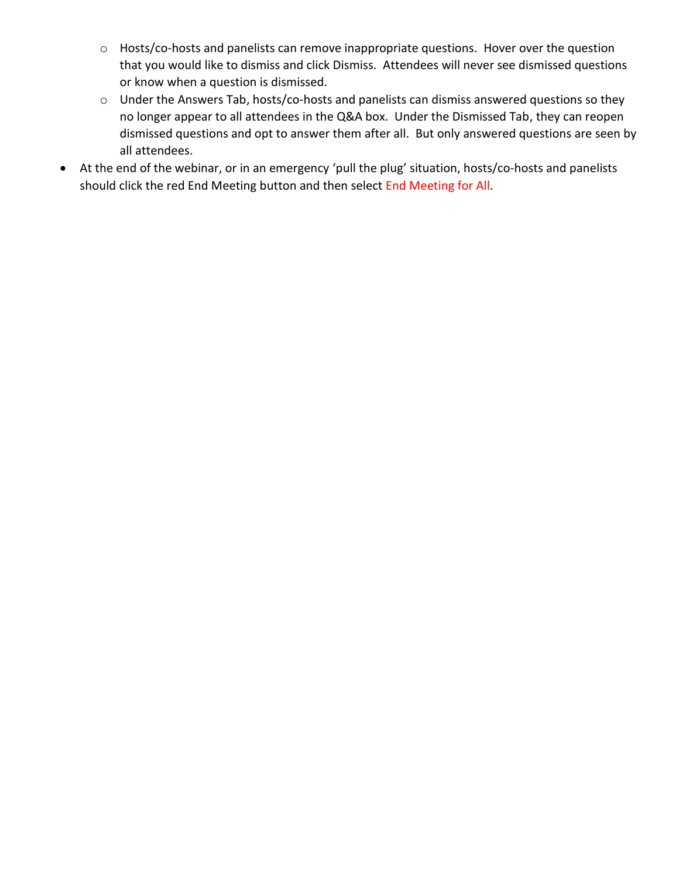- Hosts/co-hosts and panelists can remove inappropriate questions.  Hover over the question that you would like to dismiss and click Dismiss.  Attendees will never see dismissed questions or know when a question is dismissed.
  - Under the Answers Tab, hosts/co-hosts and panelists can dismiss answered questions so they no longer appear to all attendees in the Q&A box.  Under the Dismissed Tab, they can reopen dismissed questions and opt to answer them after all.  But only answered questions are seen by all attendees.
- At the end of the webinar, or in an emergency 'pull the plug' situation, hosts/co-hosts and panelists should click the red End Meeting button and then select End Meeting for All.